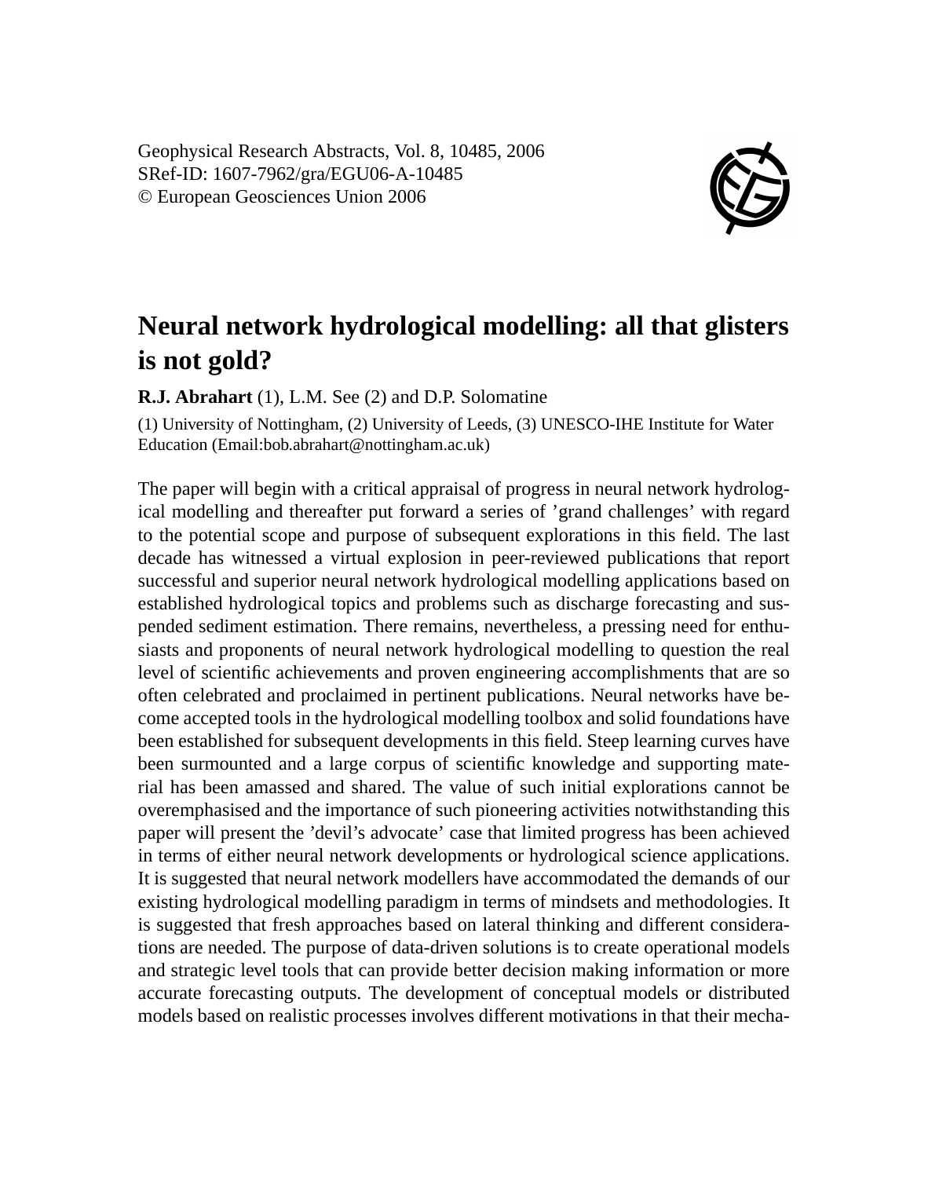Geophysical Research Abstracts, Vol. 8, 10485, 2006
SRef-ID: 1607-7962/gra/EGU06-A-10485
© European Geosciences Union 2006

# Neural network hydrological modelling: all that glisters is not gold?

**R.J. Abrahart** (1), L.M. See (2) and D.P. Solomatine

(1) University of Nottingham, (2) University of Leeds, (3) UNESCO-IHE Institute for Water Education (Email:bob.abrahart@nottingham.ac.uk)

The paper will begin with a critical appraisal of progress in neural network hydrological modelling and thereafter put forward a series of 'grand challenges' with regard to the potential scope and purpose of subsequent explorations in this field. The last decade has witnessed a virtual explosion in peer-reviewed publications that report successful and superior neural network hydrological modelling applications based on established hydrological topics and problems such as discharge forecasting and suspended sediment estimation. There remains, nevertheless, a pressing need for enthusiasts and proponents of neural network hydrological modelling to question the real level of scientific achievements and proven engineering accomplishments that are so often celebrated and proclaimed in pertinent publications. Neural networks have become accepted tools in the hydrological modelling toolbox and solid foundations have been established for subsequent developments in this field. Steep learning curves have been surmounted and a large corpus of scientific knowledge and supporting material has been amassed and shared. The value of such initial explorations cannot be overemphasised and the importance of such pioneering activities notwithstanding this paper will present the 'devil's advocate' case that limited progress has been achieved in terms of either neural network developments or hydrological science applications. It is suggested that neural network modellers have accommodated the demands of our existing hydrological modelling paradigm in terms of mindsets and methodologies. It is suggested that fresh approaches based on lateral thinking and different considerations are needed. The purpose of data-driven solutions is to create operational models and strategic level tools that can provide better decision making information or more accurate forecasting outputs. The development of conceptual models or distributed models based on realistic processes involves different motivations in that their mecha-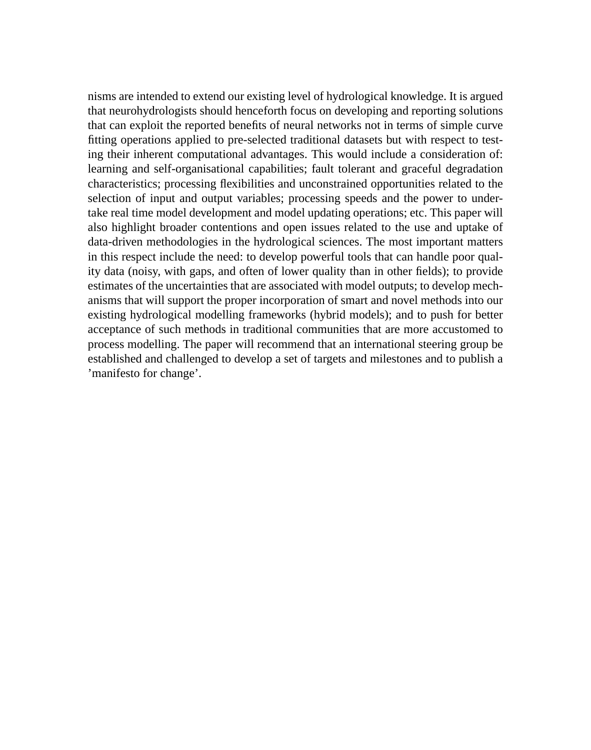nisms are intended to extend our existing level of hydrological knowledge. It is argued that neurohydrologists should henceforth focus on developing and reporting solutions that can exploit the reported benefits of neural networks not in terms of simple curve fitting operations applied to pre-selected traditional datasets but with respect to testing their inherent computational advantages. This would include a consideration of: learning and self-organisational capabilities; fault tolerant and graceful degradation characteristics; processing flexibilities and unconstrained opportunities related to the selection of input and output variables; processing speeds and the power to undertake real time model development and model updating operations; etc. This paper will also highlight broader contentions and open issues related to the use and uptake of data-driven methodologies in the hydrological sciences. The most important matters in this respect include the need: to develop powerful tools that can handle poor quality data (noisy, with gaps, and often of lower quality than in other fields); to provide estimates of the uncertainties that are associated with model outputs; to develop mechanisms that will support the proper incorporation of smart and novel methods into our existing hydrological modelling frameworks (hybrid models); and to push for better acceptance of such methods in traditional communities that are more accustomed to process modelling. The paper will recommend that an international steering group be established and challenged to develop a set of targets and milestones and to publish a 'manifesto for change'.